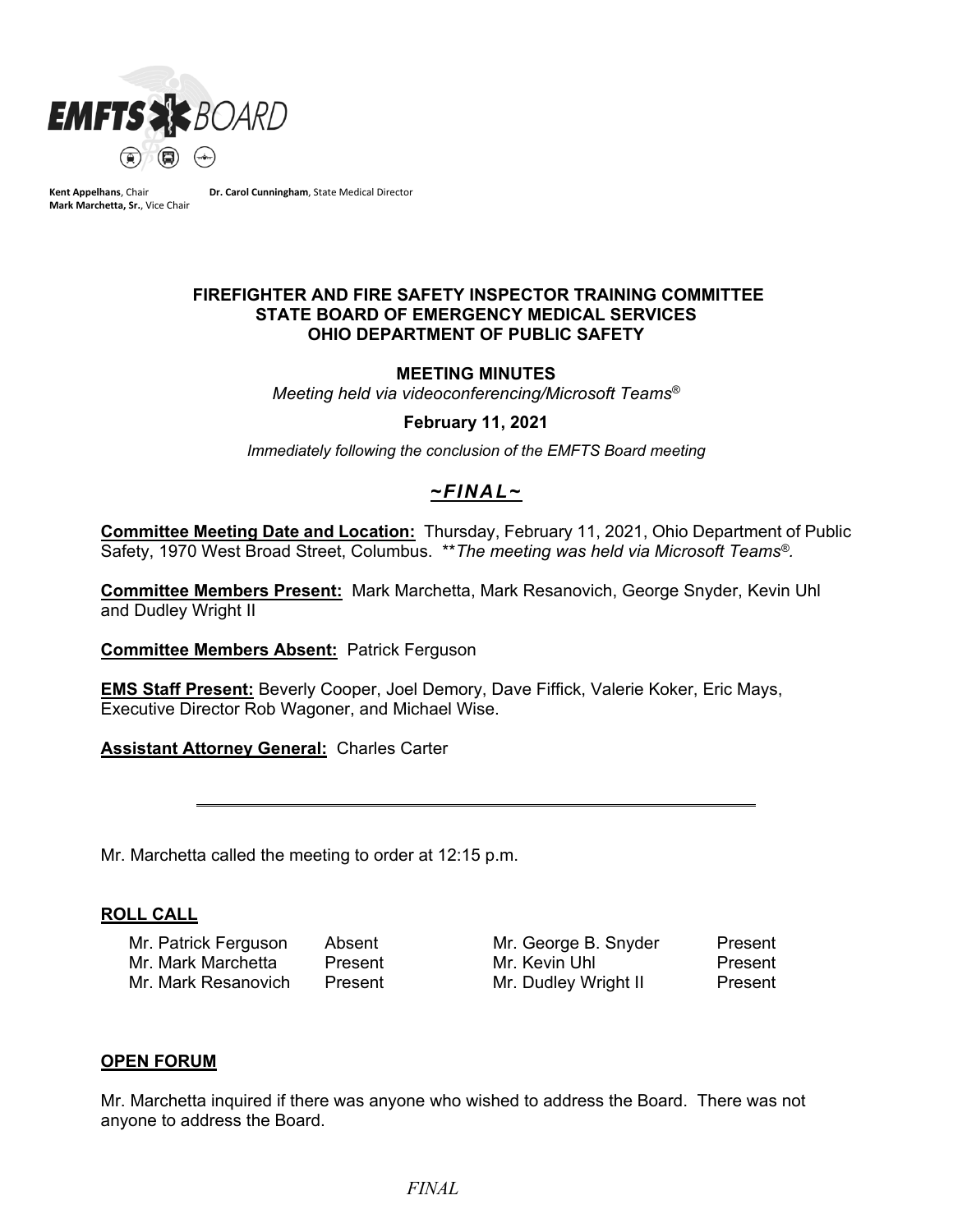**EMFTS BOARD**

**Kent Appelhans**, Chair
**Mark Marchetta, Sr.**, Vice Chair
**Dr. Carol Cunningham**, State Medical Director

**FIREFIGHTER AND FIRE SAFETY INSPECTOR TRAINING COMMITTEE**
**STATE BOARD OF EMERGENCY MEDICAL SERVICES**
**OHIO DEPARTMENT OF PUBLIC SAFETY**

**MEETING MINUTES**

*Meeting held via videoconferencing/Microsoft Teams®*

**February 11, 2021**

*Immediately following the conclusion of the EMFTS Board meeting*

***~FINAL~***

**Committee Meeting Date and Location:** Thursday, February 11, 2021, Ohio Department of Public Safety, 1970 West Broad Street, Columbus. *\*\*The meeting was held via Microsoft Teams®.*

**Committee Members Present:** Mark Marchetta, Mark Resanovich, George Snyder, Kevin Uhl and Dudley Wright II

**Committee Members Absent:** Patrick Ferguson

**EMS Staff Present:** Beverly Cooper, Joel Demory, Dave Fiffick, Valerie Koker, Eric Mays, Executive Director Rob Wagoner, and Michael Wise.

**Assistant Attorney General:** Charles Carter

---

Mr. Marchetta called the meeting to order at 12:15 p.m.

## ROLL CALL

| | | | |
|---|---|---|---|
| Mr. Patrick Ferguson | Absent | Mr. George B. Snyder | Present |
| Mr. Mark Marchetta | Present | Mr. Kevin Uhl | Present |
| Mr. Mark Resanovich | Present | Mr. Dudley Wright II | Present |

## OPEN FORUM

Mr. Marchetta inquired if there was anyone who wished to address the Board. There was not anyone to address the Board.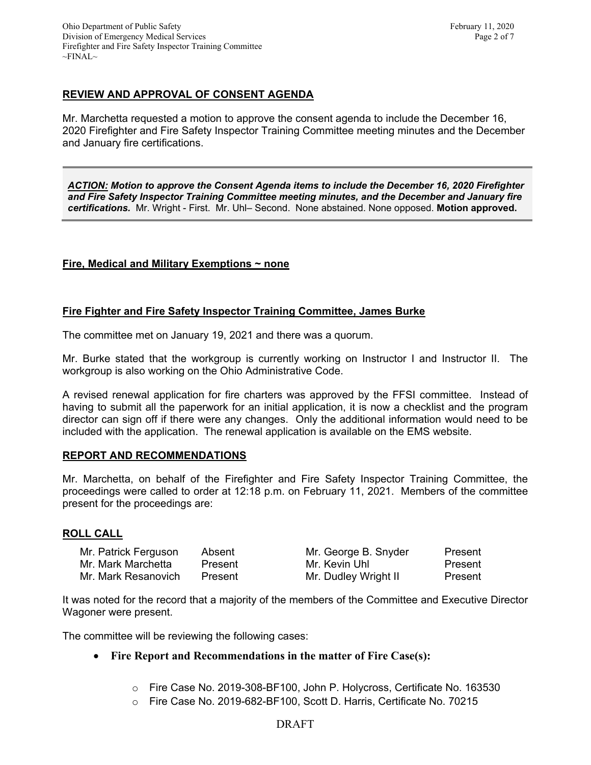## REVIEW AND APPROVAL OF CONSENT AGENDA

Mr. Marchetta requested a motion to approve the consent agenda to include the December 16, 2020 Firefighter and Fire Safety Inspector Training Committee meeting minutes and the December and January fire certifications.

> ***ACTION:** Motion to approve the Consent Agenda items to include the December 16, 2020 Firefighter and Fire Safety Inspector Training Committee meeting minutes, and the December and January fire certifications.* Mr. Wright - First. Mr. Uhl– Second. None abstained. None opposed. **Motion approved.**

## Fire, Medical and Military Exemptions ~ none

## Fire Fighter and Fire Safety Inspector Training Committee, James Burke

The committee met on January 19, 2021 and there was a quorum.

Mr. Burke stated that the workgroup is currently working on Instructor I and Instructor II. The workgroup is also working on the Ohio Administrative Code.

A revised renewal application for fire charters was approved by the FFSI committee. Instead of having to submit all the paperwork for an initial application, it is now a checklist and the program director can sign off if there were any changes. Only the additional information would need to be included with the application. The renewal application is available on the EMS website.

## REPORT AND RECOMMENDATIONS

Mr. Marchetta, on behalf of the Firefighter and Fire Safety Inspector Training Committee, the proceedings were called to order at 12:18 p.m. on February 11, 2021. Members of the committee present for the proceedings are:

## ROLL CALL

| | | | |
|---|---|---|---|
| Mr. Patrick Ferguson | Absent | Mr. George B. Snyder | Present |
| Mr. Mark Marchetta | Present | Mr. Kevin Uhl | Present |
| Mr. Mark Resanovich | Present | Mr. Dudley Wright II | Present |

It was noted for the record that a majority of the members of the Committee and Executive Director Wagoner were present.

The committee will be reviewing the following cases:

- **Fire Report and Recommendations in the matter of Fire Case(s):**
  - Fire Case No. 2019-308-BF100, John P. Holycross, Certificate No. 163530
  - Fire Case No. 2019-682-BF100, Scott D. Harris, Certificate No. 70215

DRAFT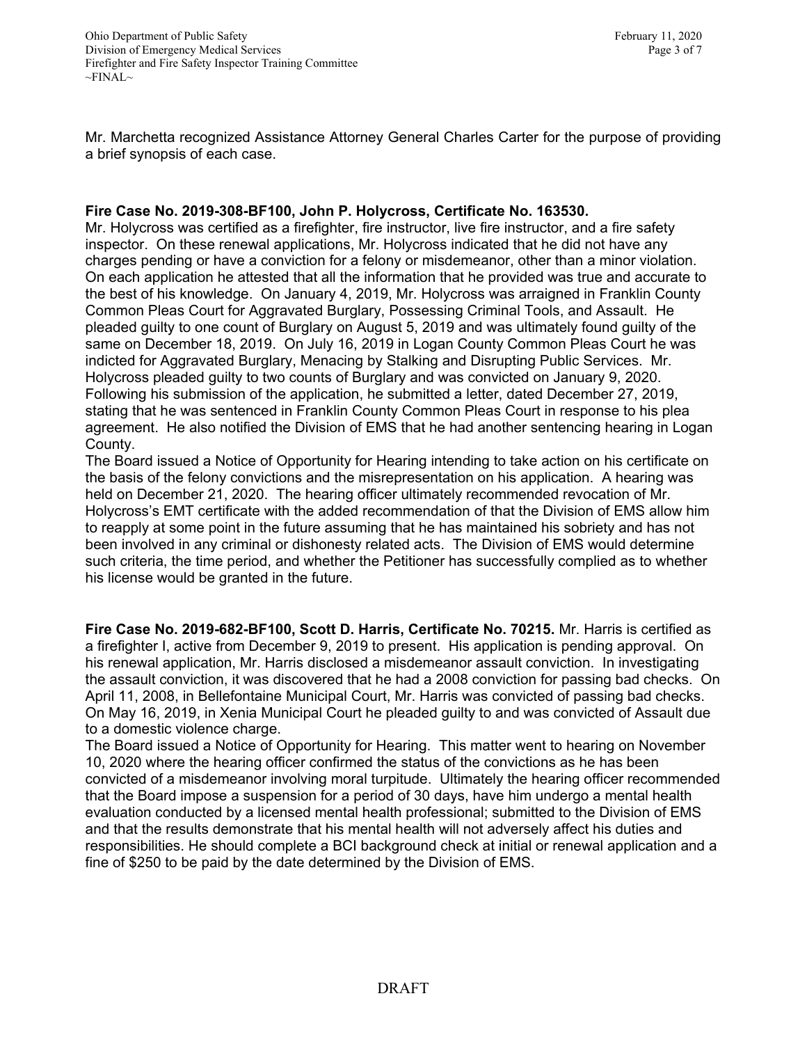Mr. Marchetta recognized Assistance Attorney General Charles Carter for the purpose of providing a brief synopsis of each case.

**Fire Case No. 2019-308-BF100, John P. Holycross, Certificate No. 163530.**
Mr. Holycross was certified as a firefighter, fire instructor, live fire instructor, and a fire safety inspector. On these renewal applications, Mr. Holycross indicated that he did not have any charges pending or have a conviction for a felony or misdemeanor, other than a minor violation. On each application he attested that all the information that he provided was true and accurate to the best of his knowledge. On January 4, 2019, Mr. Holycross was arraigned in Franklin County Common Pleas Court for Aggravated Burglary, Possessing Criminal Tools, and Assault. He pleaded guilty to one count of Burglary on August 5, 2019 and was ultimately found guilty of the same on December 18, 2019. On July 16, 2019 in Logan County Common Pleas Court he was indicted for Aggravated Burglary, Menacing by Stalking and Disrupting Public Services. Mr. Holycross pleaded guilty to two counts of Burglary and was convicted on January 9, 2020. Following his submission of the application, he submitted a letter, dated December 27, 2019, stating that he was sentenced in Franklin County Common Pleas Court in response to his plea agreement. He also notified the Division of EMS that he had another sentencing hearing in Logan County.
The Board issued a Notice of Opportunity for Hearing intending to take action on his certificate on the basis of the felony convictions and the misrepresentation on his application. A hearing was held on December 21, 2020. The hearing officer ultimately recommended revocation of Mr. Holycross's EMT certificate with the added recommendation of that the Division of EMS allow him to reapply at some point in the future assuming that he has maintained his sobriety and has not been involved in any criminal or dishonesty related acts. The Division of EMS would determine such criteria, the time period, and whether the Petitioner has successfully complied as to whether his license would be granted in the future.

**Fire Case No. 2019-682-BF100, Scott D. Harris, Certificate No. 70215.** Mr. Harris is certified as a firefighter I, active from December 9, 2019 to present. His application is pending approval. On his renewal application, Mr. Harris disclosed a misdemeanor assault conviction. In investigating the assault conviction, it was discovered that he had a 2008 conviction for passing bad checks. On April 11, 2008, in Bellefontaine Municipal Court, Mr. Harris was convicted of passing bad checks. On May 16, 2019, in Xenia Municipal Court he pleaded guilty to and was convicted of Assault due to a domestic violence charge.
The Board issued a Notice of Opportunity for Hearing. This matter went to hearing on November 10, 2020 where the hearing officer confirmed the status of the convictions as he has been convicted of a misdemeanor involving moral turpitude. Ultimately the hearing officer recommended that the Board impose a suspension for a period of 30 days, have him undergo a mental health evaluation conducted by a licensed mental health professional; submitted to the Division of EMS and that the results demonstrate that his mental health will not adversely affect his duties and responsibilities. He should complete a BCI background check at initial or renewal application and a fine of $250 to be paid by the date determined by the Division of EMS.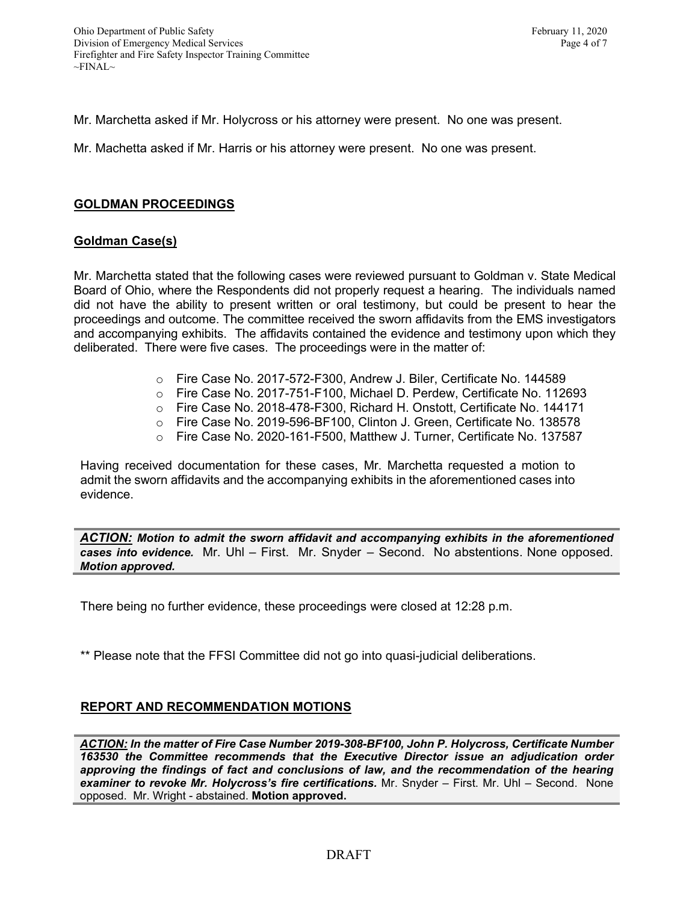Mr. Marchetta asked if Mr. Holycross or his attorney were present. No one was present.

Mr. Machetta asked if Mr. Harris or his attorney were present. No one was present.

## GOLDMAN PROCEEDINGS

### Goldman Case(s)

Mr. Marchetta stated that the following cases were reviewed pursuant to Goldman v. State Medical Board of Ohio, where the Respondents did not properly request a hearing. The individuals named did not have the ability to present written or oral testimony, but could be present to hear the proceedings and outcome. The committee received the sworn affidavits from the EMS investigators and accompanying exhibits. The affidavits contained the evidence and testimony upon which they deliberated. There were five cases. The proceedings were in the matter of:

- Fire Case No. 2017-572-F300, Andrew J. Biler, Certificate No. 144589
- Fire Case No. 2017-751-F100, Michael D. Perdew, Certificate No. 112693
- Fire Case No. 2018-478-F300, Richard H. Onstott, Certificate No. 144171
- Fire Case No. 2019-596-BF100, Clinton J. Green, Certificate No. 138578
- Fire Case No. 2020-161-F500, Matthew J. Turner, Certificate No. 137587

Having received documentation for these cases, Mr. Marchetta requested a motion to admit the sworn affidavits and the accompanying exhibits in the aforementioned cases into evidence.

***ACTION:* Motion to admit the sworn affidavit and accompanying exhibits in the aforementioned cases into evidence.** Mr. Uhl – First. Mr. Snyder – Second. No abstentions. None opposed. ***Motion approved.***

There being no further evidence, these proceedings were closed at 12:28 p.m.

** Please note that the FFSI Committee did not go into quasi-judicial deliberations.

## REPORT AND RECOMMENDATION MOTIONS

***ACTION:* In the matter of Fire Case Number 2019-308-BF100, John P. Holycross, Certificate Number 163530 the Committee recommends that the Executive Director issue an adjudication order approving the findings of fact and conclusions of law, and the recommendation of the hearing examiner to revoke Mr. Holycross's fire certifications.** Mr. Snyder – First. Mr. Uhl – Second. None opposed. Mr. Wright - abstained. **Motion approved.**

DRAFT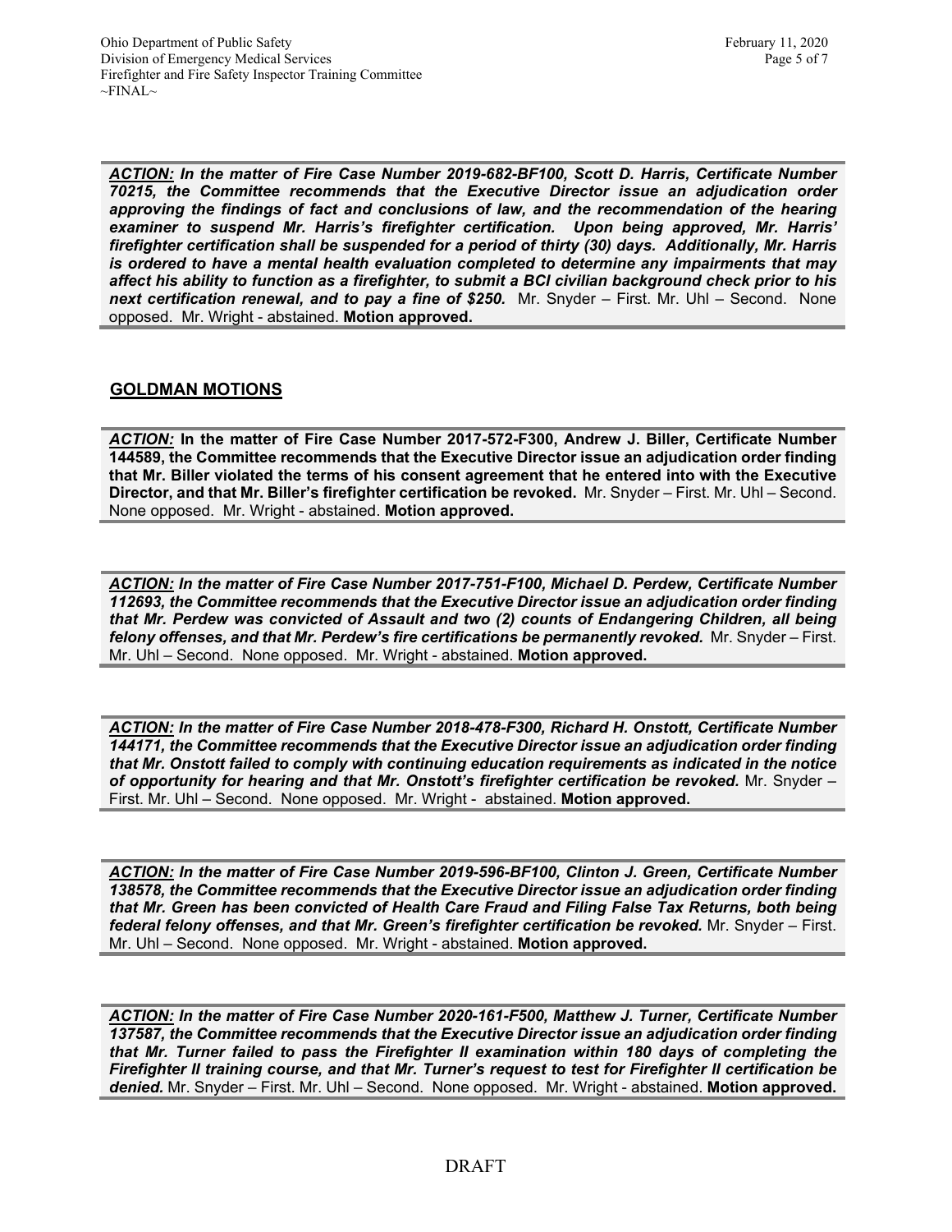***ACTION:*** ***In the matter of Fire Case Number 2019-682-BF100, Scott D. Harris, Certificate Number 70215, the Committee recommends that the Executive Director issue an adjudication order approving the findings of fact and conclusions of law, and the recommendation of the hearing examiner to suspend Mr. Harris's firefighter certification. Upon being approved, Mr. Harris' firefighter certification shall be suspended for a period of thirty (30) days. Additionally, Mr. Harris is ordered to have a mental health evaluation completed to determine any impairments that may affect his ability to function as a firefighter, to submit a BCI civilian background check prior to his next certification renewal, and to pay a fine of $250.*** Mr. Snyder – First. Mr. Uhl – Second. None opposed. Mr. Wright - abstained. **Motion approved.**

## GOLDMAN MOTIONS

***ACTION:*** **In the matter of Fire Case Number 2017-572-F300, Andrew J. Biller, Certificate Number 144589, the Committee recommends that the Executive Director issue an adjudication order finding that Mr. Biller violated the terms of his consent agreement that he entered into with the Executive Director, and that Mr. Biller's firefighter certification be revoked.** Mr. Snyder – First. Mr. Uhl – Second. None opposed. Mr. Wright - abstained. **Motion approved.**

***ACTION:*** ***In the matter of Fire Case Number 2017-751-F100, Michael D. Perdew, Certificate Number 112693, the Committee recommends that the Executive Director issue an adjudication order finding that Mr. Perdew was convicted of Assault and two (2) counts of Endangering Children, all being felony offenses, and that Mr. Perdew's fire certifications be permanently revoked.*** Mr. Snyder – First. Mr. Uhl – Second. None opposed. Mr. Wright - abstained. **Motion approved.**

***ACTION:*** ***In the matter of Fire Case Number 2018-478-F300, Richard H. Onstott, Certificate Number 144171, the Committee recommends that the Executive Director issue an adjudication order finding that Mr. Onstott failed to comply with continuing education requirements as indicated in the notice of opportunity for hearing and that Mr. Onstott's firefighter certification be revoked.*** Mr. Snyder – First. Mr. Uhl – Second. None opposed. Mr. Wright - abstained. **Motion approved.**

***ACTION:*** ***In the matter of Fire Case Number 2019-596-BF100, Clinton J. Green, Certificate Number 138578, the Committee recommends that the Executive Director issue an adjudication order finding that Mr. Green has been convicted of Health Care Fraud and Filing False Tax Returns, both being federal felony offenses, and that Mr. Green's firefighter certification be revoked.*** Mr. Snyder – First. Mr. Uhl – Second. None opposed. Mr. Wright - abstained. **Motion approved.**

***ACTION:*** ***In the matter of Fire Case Number 2020-161-F500, Matthew J. Turner, Certificate Number 137587, the Committee recommends that the Executive Director issue an adjudication order finding that Mr. Turner failed to pass the Firefighter II examination within 180 days of completing the Firefighter II training course, and that Mr. Turner's request to test for Firefighter II certification be denied.*** Mr. Snyder – First. Mr. Uhl – Second. None opposed. Mr. Wright - abstained. **Motion approved.**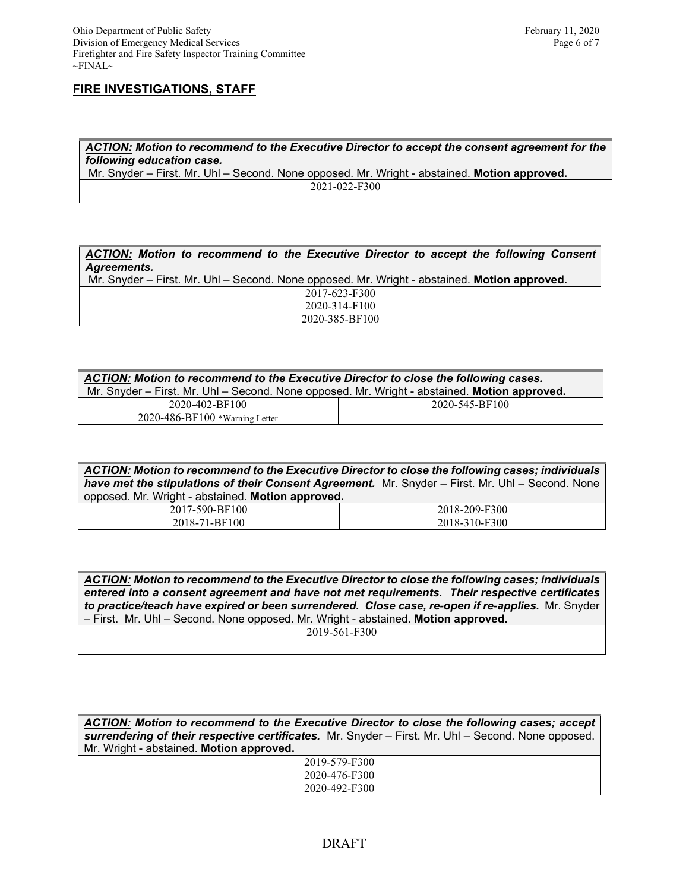## FIRE INVESTIGATIONS, STAFF

| ***ACTION:*** ***Motion to recommend to the Executive Director to accept the consent agreement for the following education case.*** Mr. Snyder – First. Mr. Uhl – Second. None opposed. Mr. Wright - abstained. **Motion approved.** |
|---|
| 2021-022-F300 |

| ***ACTION:*** ***Motion to recommend to the Executive Director to accept the following Consent Agreements.*** Mr. Snyder – First. Mr. Uhl – Second. None opposed. Mr. Wright - abstained. **Motion approved.** |
|---|
| 2017-623-F300<br>2020-314-F100<br>2020-385-BF100 |

| ***ACTION:*** ***Motion to recommend to the Executive Director to close the following cases.*** Mr. Snyder – First. Mr. Uhl – Second. None opposed. Mr. Wright - abstained. **Motion approved.** | |
|---|---|
| 2020-402-BF100 | 2020-545-BF100 |
| 2020-486-BF100 *Warning Letter | |

| ***ACTION:*** ***Motion to recommend to the Executive Director to close the following cases; individuals have met the stipulations of their Consent Agreement.*** Mr. Snyder – First. Mr. Uhl – Second. None opposed. Mr. Wright - abstained. **Motion approved.** | |
|---|---|
| 2017-590-BF100 | 2018-209-F300 |
| 2018-71-BF100 | 2018-310-F300 |

| ***ACTION:*** ***Motion to recommend to the Executive Director to close the following cases; individuals entered into a consent agreement and have not met requirements. Their respective certificates to practice/teach have expired or been surrendered. Close case, re-open if re-applies.*** Mr. Snyder – First. Mr. Uhl – Second. None opposed. Mr. Wright - abstained. **Motion approved.** |
|---|
| 2019-561-F300 |

| ***ACTION:*** ***Motion to recommend to the Executive Director to close the following cases; accept surrendering of their respective certificates.*** Mr. Snyder – First. Mr. Uhl – Second. None opposed. Mr. Wright - abstained. **Motion approved.** |
|---|
| 2019-579-F300<br>2020-476-F300<br>2020-492-F300 |

DRAFT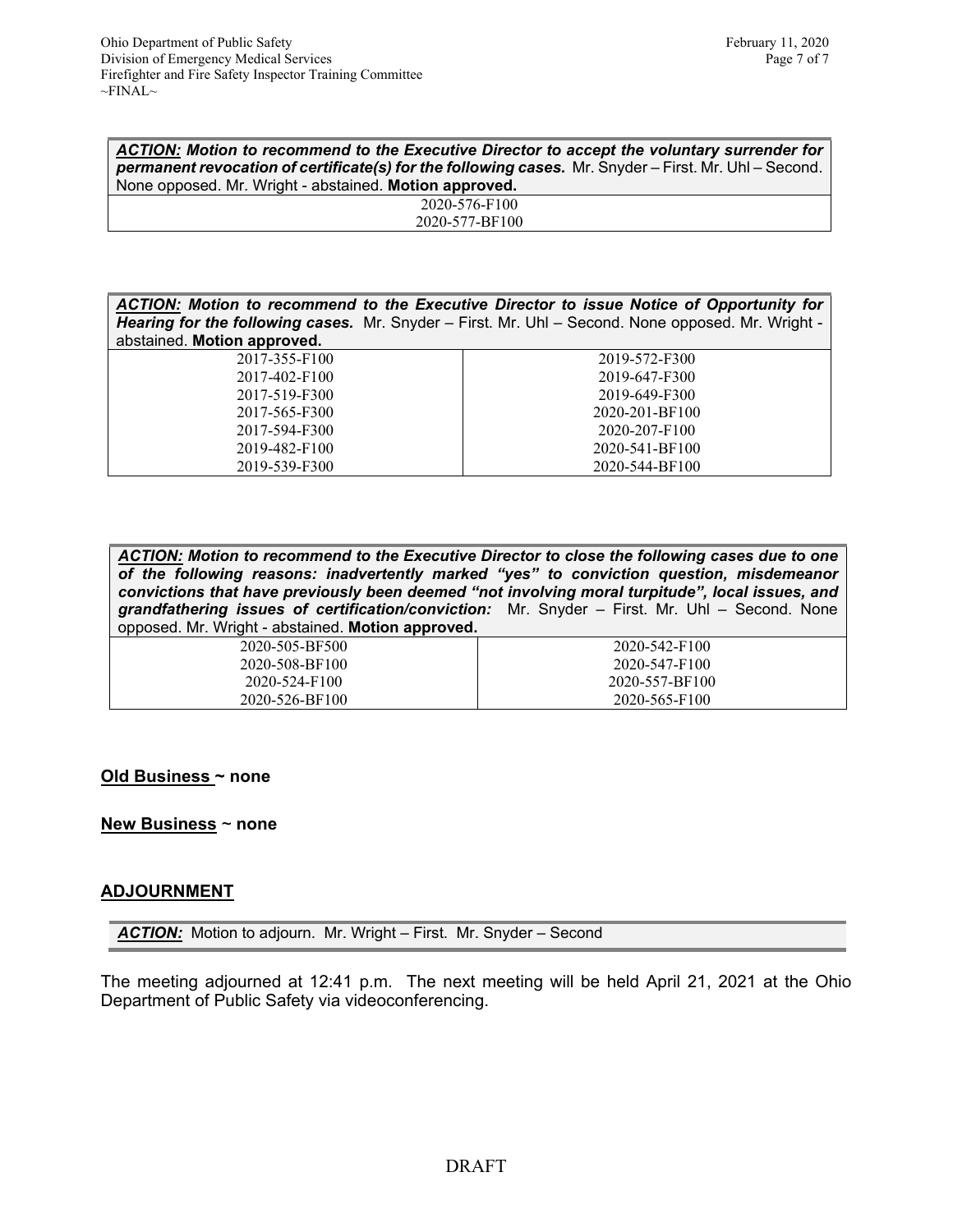***ACTION:*** ***Motion to recommend to the Executive Director to accept the voluntary surrender for permanent revocation of certificate(s) for the following cases.*** Mr. Snyder – First. Mr. Uhl – Second. None opposed. Mr. Wright - abstained. **Motion approved.**

| |
|---|
| 2020-576-F100 |
| 2020-577-BF100 |

***ACTION:*** ***Motion to recommend to the Executive Director to issue Notice of Opportunity for Hearing for the following cases.*** Mr. Snyder – First. Mr. Uhl – Second. None opposed. Mr. Wright - abstained. **Motion approved.**

| | |
|---|---|
| 2017-355-F100 | 2019-572-F300 |
| 2017-402-F100 | 2019-647-F300 |
| 2017-519-F300 | 2019-649-F300 |
| 2017-565-F300 | 2020-201-BF100 |
| 2017-594-F300 | 2020-207-F100 |
| 2019-482-F100 | 2020-541-BF100 |
| 2019-539-F300 | 2020-544-BF100 |

***ACTION:*** ***Motion to recommend to the Executive Director to close the following cases due to one of the following reasons: inadvertently marked "yes" to conviction question, misdemeanor convictions that have previously been deemed "not involving moral turpitude", local issues, and grandfathering issues of certification/conviction:*** Mr. Snyder – First. Mr. Uhl – Second. None opposed. Mr. Wright - abstained. **Motion approved.**

| | |
|---|---|
| 2020-505-BF500 | 2020-542-F100 |
| 2020-508-BF100 | 2020-547-F100 |
| 2020-524-F100 | 2020-557-BF100 |
| 2020-526-BF100 | 2020-565-F100 |

**Old Business ~ none**

**New Business ~ none**

## ADJOURNMENT

***ACTION:*** Motion to adjourn. Mr. Wright – First. Mr. Snyder – Second

The meeting adjourned at 12:41 p.m. The next meeting will be held April 21, 2021 at the Ohio Department of Public Safety via videoconferencing.

DRAFT